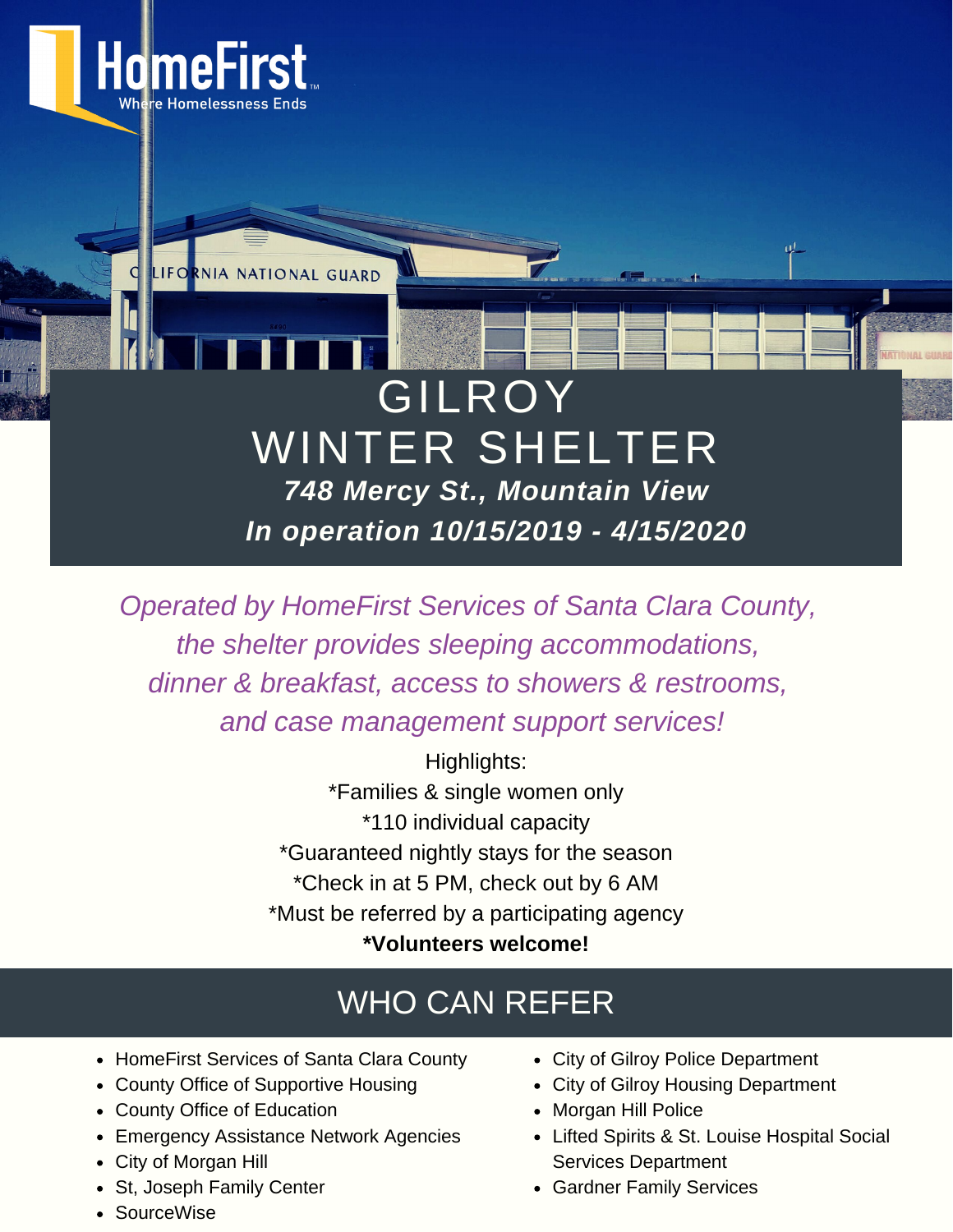HomeFirst
Where Homelessness Ends

# GILROY WINTER SHELTER

***748 Mercy St., Mountain View***

***In operation 10/15/2019 - 4/15/2020***

*Operated by HomeFirst Services of Santa Clara County, the shelter provides sleeping accommodations, dinner & breakfast, access to showers & restrooms, and case management support services!*

Highlights:

*Families & single women only

*110 individual capacity

*Guaranteed nightly stays for the season

*Check in at 5 PM, check out by 6 AM

*Must be referred by a participating agency

**\*Volunteers welcome!**

## WHO CAN REFER

- HomeFirst Services of Santa Clara County
- County Office of Supportive Housing
- County Office of Education
- Emergency Assistance Network Agencies
- City of Morgan Hill
- St, Joseph Family Center
- SourceWise
- City of Gilroy Police Department
- City of Gilroy Housing Department
- Morgan Hill Police
- Lifted Spirits & St. Louise Hospital Social Services Department
- Gardner Family Services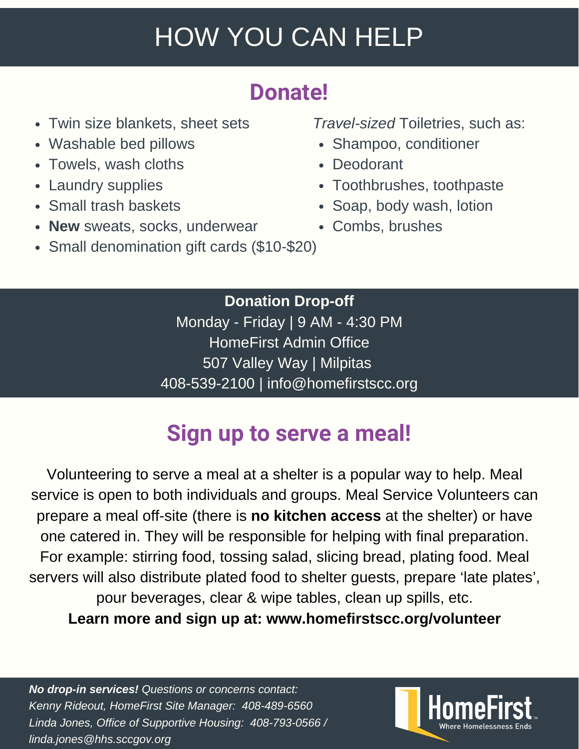# HOW YOU CAN HELP

## Donate!

- Twin size blankets, sheet sets
- Washable bed pillows
- Towels, wash cloths
- Laundry supplies
- Small trash baskets
- **New** sweats, socks, underwear
- Small denomination gift cards ($10-$20)

*Travel-sized* Toiletries, such as:

- Shampoo, conditioner
- Deodorant
- Toothbrushes, toothpaste
- Soap, body wash, lotion
- Combs, brushes

**Donation Drop-off**
Monday - Friday | 9 AM - 4:30 PM
HomeFirst Admin Office
507 Valley Way | Milpitas
408-539-2100 | info@homefirstscc.org

## Sign up to serve a meal!

Volunteering to serve a meal at a shelter is a popular way to help. Meal service is open to both individuals and groups. Meal Service Volunteers can prepare a meal off-site (there is **no kitchen access** at the shelter) or have one catered in. They will be responsible for helping with final preparation. For example: stirring food, tossing salad, slicing bread, plating food. Meal servers will also distribute plated food to shelter guests, prepare 'late plates', pour beverages, clear & wipe tables, clean up spills, etc.

**Learn more and sign up at: www.homefirstscc.org/volunteer**

***No drop-in services!*** *Questions or concerns contact:*
*Kenny Rideout, HomeFirst Site Manager: 408-489-6560*
*Linda Jones, Office of Supportive Housing: 408-793-0566 / linda.jones@hhs.sccgov.org*

HomeFirst
Where Homelessness Ends